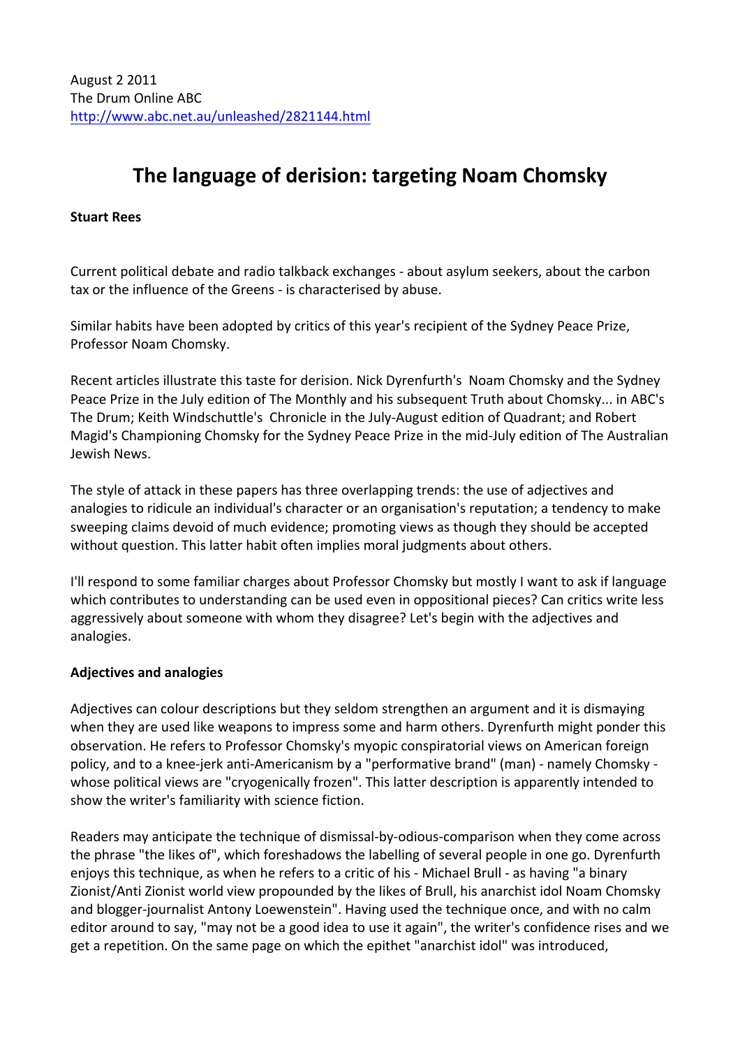August 2 2011
The Drum Online ABC
http://www.abc.net.au/unleashed/2821144.html

# The language of derision: targeting Noam Chomsky

**Stuart Rees**

Current political debate and radio talkback exchanges - about asylum seekers, about the carbon tax or the influence of the Greens - is characterised by abuse.

Similar habits have been adopted by critics of this year's recipient of the Sydney Peace Prize, Professor Noam Chomsky.

Recent articles illustrate this taste for derision. Nick Dyrenfurth's Noam Chomsky and the Sydney Peace Prize in the July edition of The Monthly and his subsequent Truth about Chomsky... in ABC's The Drum; Keith Windschuttle's Chronicle in the July-August edition of Quadrant; and Robert Magid's Championing Chomsky for the Sydney Peace Prize in the mid-July edition of The Australian Jewish News.

The style of attack in these papers has three overlapping trends: the use of adjectives and analogies to ridicule an individual's character or an organisation's reputation; a tendency to make sweeping claims devoid of much evidence; promoting views as though they should be accepted without question. This latter habit often implies moral judgments about others.

I'll respond to some familiar charges about Professor Chomsky but mostly I want to ask if language which contributes to understanding can be used even in oppositional pieces? Can critics write less aggressively about someone with whom they disagree? Let's begin with the adjectives and analogies.

**Adjectives and analogies**

Adjectives can colour descriptions but they seldom strengthen an argument and it is dismaying when they are used like weapons to impress some and harm others. Dyrenfurth might ponder this observation. He refers to Professor Chomsky's myopic conspiratorial views on American foreign policy, and to a knee-jerk anti-Americanism by a "performative brand" (man) - namely Chomsky - whose political views are "cryogenically frozen". This latter description is apparently intended to show the writer's familiarity with science fiction.

Readers may anticipate the technique of dismissal-by-odious-comparison when they come across the phrase "the likes of", which foreshadows the labelling of several people in one go. Dyrenfurth enjoys this technique, as when he refers to a critic of his - Michael Brull - as having "a binary Zionist/Anti Zionist world view propounded by the likes of Brull, his anarchist idol Noam Chomsky and blogger-journalist Antony Loewenstein". Having used the technique once, and with no calm editor around to say, "may not be a good idea to use it again", the writer's confidence rises and we get a repetition. On the same page on which the epithet "anarchist idol" was introduced,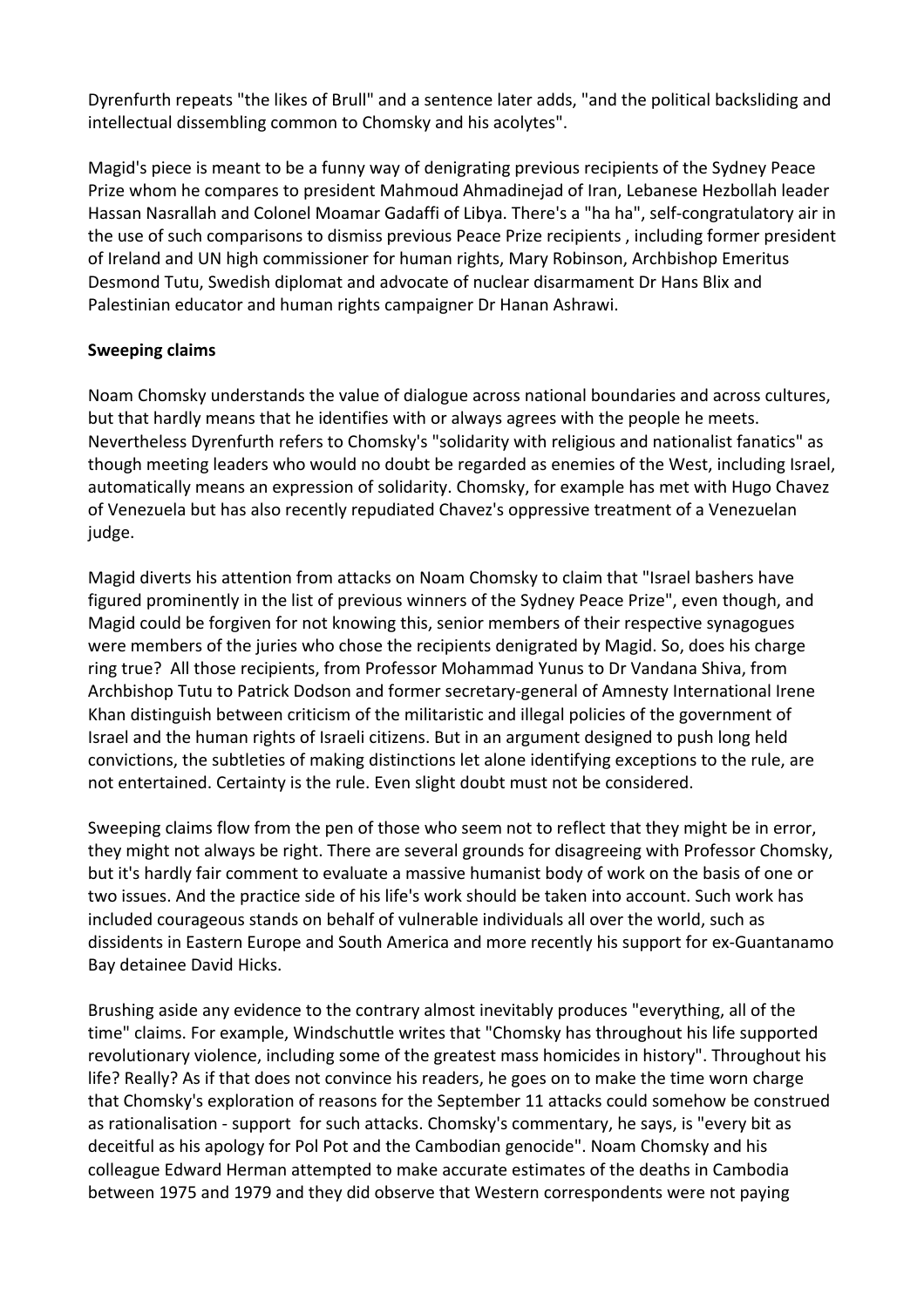Dyrenfurth repeats "the likes of Brull" and a sentence later adds, "and the political backsliding and intellectual dissembling common to Chomsky and his acolytes".

Magid's piece is meant to be a funny way of denigrating previous recipients of the Sydney Peace Prize whom he compares to president Mahmoud Ahmadinejad of Iran, Lebanese Hezbollah leader Hassan Nasrallah and Colonel Moamar Gadaffi of Libya. There's a "ha ha", self-congratulatory air in the use of such comparisons to dismiss previous Peace Prize recipients , including former president of Ireland and UN high commissioner for human rights, Mary Robinson, Archbishop Emeritus Desmond Tutu, Swedish diplomat and advocate of nuclear disarmament Dr Hans Blix and Palestinian educator and human rights campaigner Dr Hanan Ashrawi.

**Sweeping claims**

Noam Chomsky understands the value of dialogue across national boundaries and across cultures, but that hardly means that he identifies with or always agrees with the people he meets. Nevertheless Dyrenfurth refers to Chomsky's "solidarity with religious and nationalist fanatics" as though meeting leaders who would no doubt be regarded as enemies of the West, including Israel, automatically means an expression of solidarity. Chomsky, for example has met with Hugo Chavez of Venezuela but has also recently repudiated Chavez's oppressive treatment of a Venezuelan judge.

Magid diverts his attention from attacks on Noam Chomsky to claim that "Israel bashers have figured prominently in the list of previous winners of the Sydney Peace Prize", even though, and Magid could be forgiven for not knowing this, senior members of their respective synagogues were members of the juries who chose the recipients denigrated by Magid. So, does his charge ring true? All those recipients, from Professor Mohammad Yunus to Dr Vandana Shiva, from Archbishop Tutu to Patrick Dodson and former secretary-general of Amnesty International Irene Khan distinguish between criticism of the militaristic and illegal policies of the government of Israel and the human rights of Israeli citizens. But in an argument designed to push long held convictions, the subtleties of making distinctions let alone identifying exceptions to the rule, are not entertained. Certainty is the rule. Even slight doubt must not be considered.

Sweeping claims flow from the pen of those who seem not to reflect that they might be in error, they might not always be right. There are several grounds for disagreeing with Professor Chomsky, but it's hardly fair comment to evaluate a massive humanist body of work on the basis of one or two issues. And the practice side of his life's work should be taken into account. Such work has included courageous stands on behalf of vulnerable individuals all over the world, such as dissidents in Eastern Europe and South America and more recently his support for ex-Guantanamo Bay detainee David Hicks.

Brushing aside any evidence to the contrary almost inevitably produces "everything, all of the time" claims. For example, Windschuttle writes that "Chomsky has throughout his life supported revolutionary violence, including some of the greatest mass homicides in history". Throughout his life? Really? As if that does not convince his readers, he goes on to make the time worn charge that Chomsky's exploration of reasons for the September 11 attacks could somehow be construed as rationalisation - support for such attacks. Chomsky's commentary, he says, is "every bit as deceitful as his apology for Pol Pot and the Cambodian genocide". Noam Chomsky and his colleague Edward Herman attempted to make accurate estimates of the deaths in Cambodia between 1975 and 1979 and they did observe that Western correspondents were not paying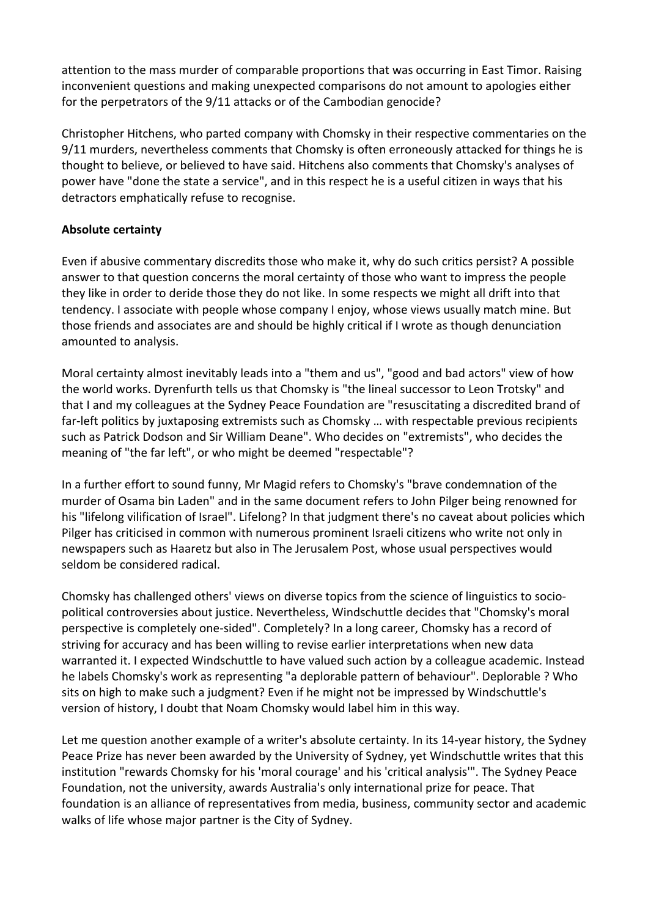attention to the mass murder of comparable proportions that was occurring in East Timor. Raising inconvenient questions and making unexpected comparisons do not amount to apologies either for the perpetrators of the 9/11 attacks or of the Cambodian genocide?

Christopher Hitchens, who parted company with Chomsky in their respective commentaries on the 9/11 murders, nevertheless comments that Chomsky is often erroneously attacked for things he is thought to believe, or believed to have said. Hitchens also comments that Chomsky's analyses of power have "done the state a service", and in this respect he is a useful citizen in ways that his detractors emphatically refuse to recognise.

**Absolute certainty**

Even if abusive commentary discredits those who make it, why do such critics persist? A possible answer to that question concerns the moral certainty of those who want to impress the people they like in order to deride those they do not like. In some respects we might all drift into that tendency. I associate with people whose company I enjoy, whose views usually match mine. But those friends and associates are and should be highly critical if I wrote as though denunciation amounted to analysis.

Moral certainty almost inevitably leads into a "them and us", "good and bad actors" view of how the world works. Dyrenfurth tells us that Chomsky is "the lineal successor to Leon Trotsky" and that I and my colleagues at the Sydney Peace Foundation are "resuscitating a discredited brand of far-left politics by juxtaposing extremists such as Chomsky … with respectable previous recipients such as Patrick Dodson and Sir William Deane". Who decides on "extremists", who decides the meaning of "the far left", or who might be deemed "respectable"?

In a further effort to sound funny, Mr Magid refers to Chomsky's "brave condemnation of the murder of Osama bin Laden" and in the same document refers to John Pilger being renowned for his "lifelong vilification of Israel". Lifelong? In that judgment there's no caveat about policies which Pilger has criticised in common with numerous prominent Israeli citizens who write not only in newspapers such as Haaretz but also in The Jerusalem Post, whose usual perspectives would seldom be considered radical.

Chomsky has challenged others' views on diverse topics from the science of linguistics to socio-political controversies about justice. Nevertheless, Windschuttle decides that "Chomsky's moral perspective is completely one-sided". Completely? In a long career, Chomsky has a record of striving for accuracy and has been willing to revise earlier interpretations when new data warranted it. I expected Windschuttle to have valued such action by a colleague academic. Instead he labels Chomsky's work as representing "a deplorable pattern of behaviour". Deplorable ? Who sits on high to make such a judgment? Even if he might not be impressed by Windschuttle's version of history, I doubt that Noam Chomsky would label him in this way.

Let me question another example of a writer's absolute certainty. In its 14-year history, the Sydney Peace Prize has never been awarded by the University of Sydney, yet Windschuttle writes that this institution "rewards Chomsky for his 'moral courage' and his 'critical analysis'". The Sydney Peace Foundation, not the university, awards Australia's only international prize for peace. That foundation is an alliance of representatives from media, business, community sector and academic walks of life whose major partner is the City of Sydney.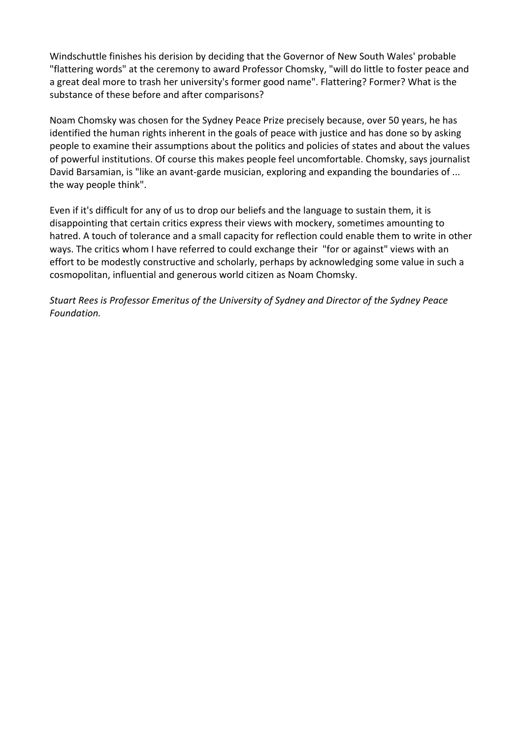Windschuttle finishes his derision by deciding that the Governor of New South Wales' probable "flattering words" at the ceremony to award Professor Chomsky, "will do little to foster peace and a great deal more to trash her university's former good name". Flattering? Former? What is the substance of these before and after comparisons?

Noam Chomsky was chosen for the Sydney Peace Prize precisely because, over 50 years, he has identified the human rights inherent in the goals of peace with justice and has done so by asking people to examine their assumptions about the politics and policies of states and about the values of powerful institutions. Of course this makes people feel uncomfortable. Chomsky, says journalist David Barsamian, is "like an avant-garde musician, exploring and expanding the boundaries of ... the way people think".

Even if it's difficult for any of us to drop our beliefs and the language to sustain them, it is disappointing that certain critics express their views with mockery, sometimes amounting to hatred. A touch of tolerance and a small capacity for reflection could enable them to write in other ways. The critics whom I have referred to could exchange their "for or against" views with an effort to be modestly constructive and scholarly, perhaps by acknowledging some value in such a cosmopolitan, influential and generous world citizen as Noam Chomsky.

*Stuart Rees is Professor Emeritus of the University of Sydney and Director of the Sydney Peace Foundation.*